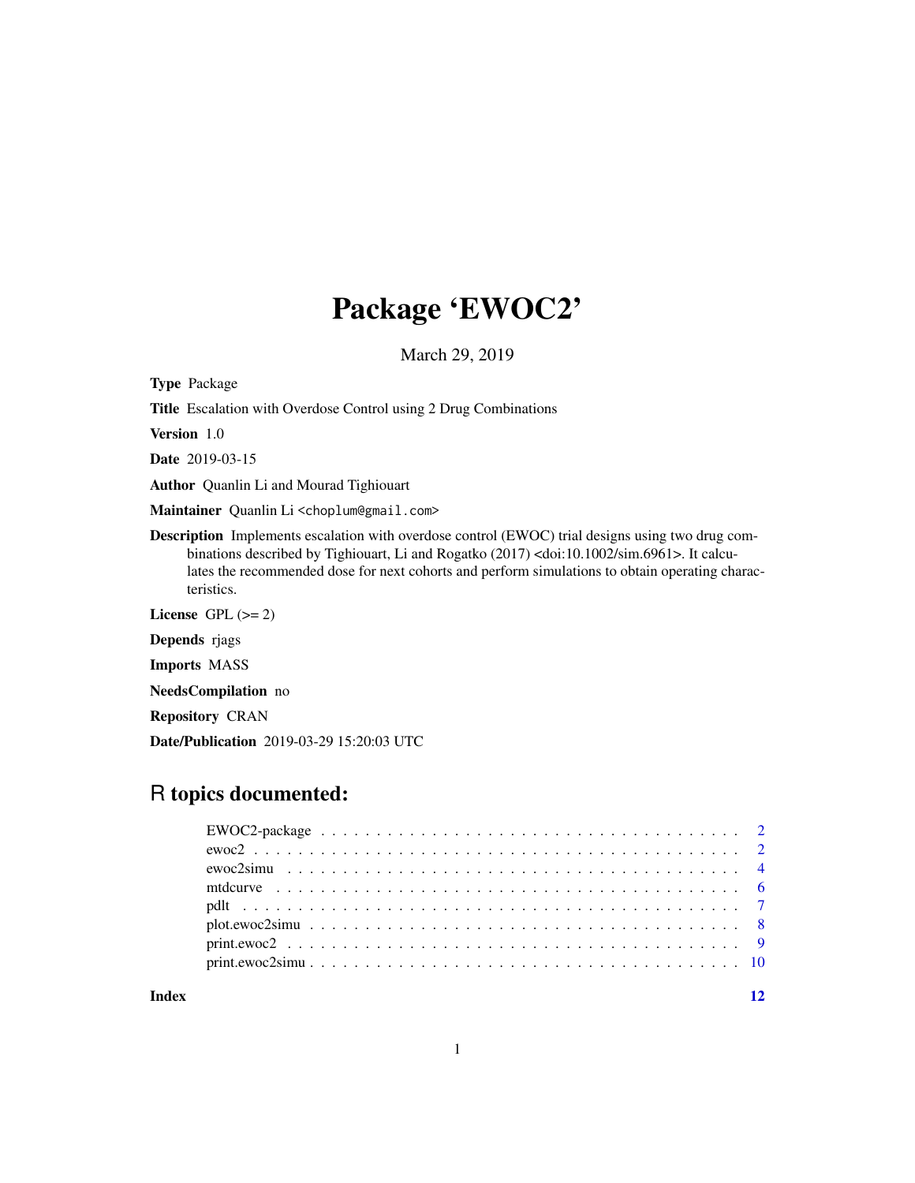# Package 'EWOC2'

March 29, 2019

**Type** Package

**Title** Escalation with Overdose Control using 2 Drug Combinations

**Version** 1.0

**Date** 2019-03-15

**Author** Quanlin Li and Mourad Tighiouart

**Maintainer** Quanlin Li <choplum@gmail.com>

**Description** Implements escalation with overdose control (EWOC) trial designs using two drug combinations described by Tighiouart, Li and Rogatko (2017) <doi:10.1002/sim.6961>. It calculates the recommended dose for next cohorts and perform simulations to obtain operating characteristics.

**License** GPL (>= 2)

**Depends** rjags

**Imports** MASS

**NeedsCompilation** no

**Repository** CRAN

**Date/Publication** 2019-03-29 15:20:03 UTC

## R topics documented:

| | |
|---|---|
| EWOC2-package | 2 |
| ewoc2 | 2 |
| ewoc2simu | 4 |
| mtdcurve | 6 |
| pdlt | 7 |
| plot.ewoc2simu | 8 |
| print.ewoc2 | 9 |
| print.ewoc2simu | 10 |

**Index** **12**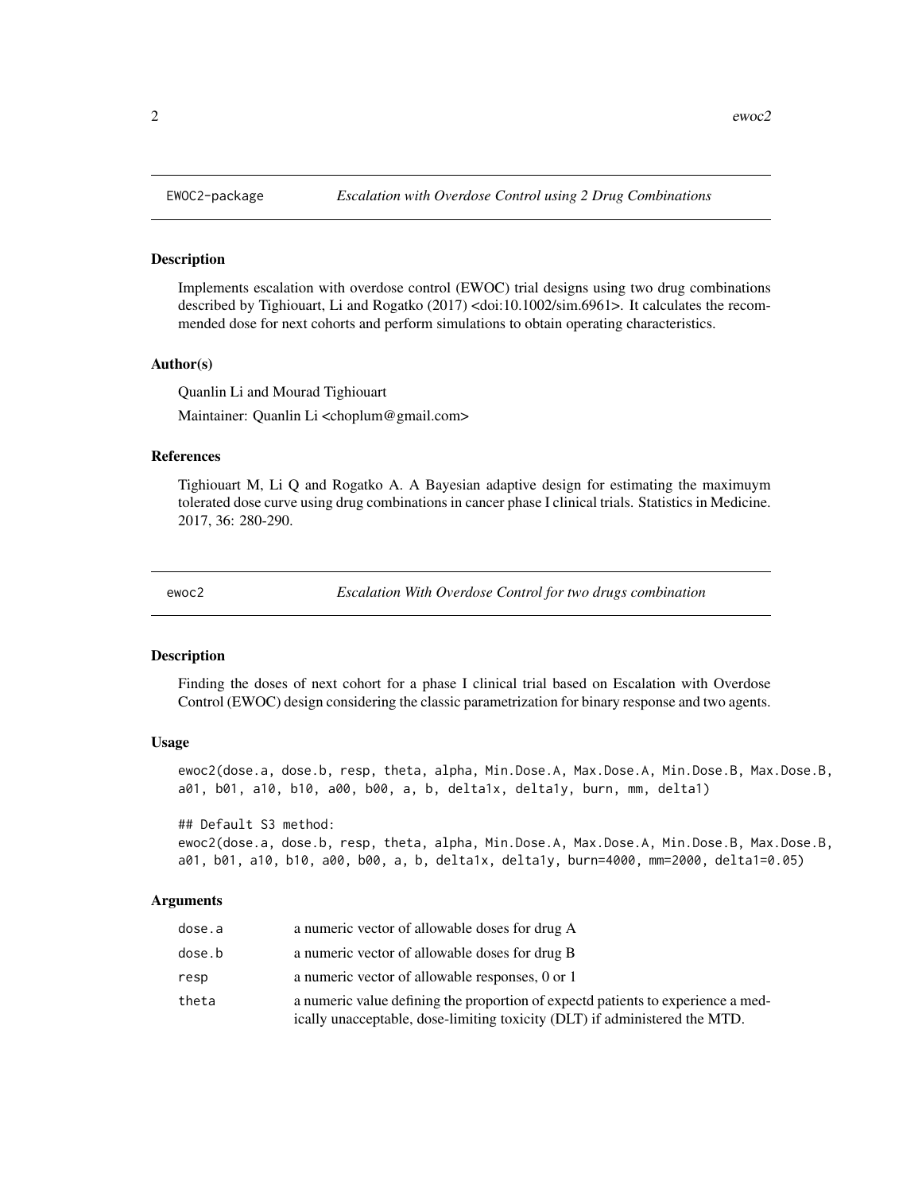EWOC2-package *Escalation with Overdose Control using 2 Drug Combinations*

## Description

Implements escalation with overdose control (EWOC) trial designs using two drug combinations described by Tighiouart, Li and Rogatko (2017) <doi:10.1002/sim.6961>. It calculates the recommended dose for next cohorts and perform simulations to obtain operating characteristics.

## Author(s)

Quanlin Li and Mourad Tighiouart

Maintainer: Quanlin Li <choplum@gmail.com>

## References

Tighiouart M, Li Q and Rogatko A. A Bayesian adaptive design for estimating the maximuym tolerated dose curve using drug combinations in cancer phase I clinical trials. Statistics in Medicine. 2017, 36: 280-290.

ewoc2 *Escalation With Overdose Control for two drugs combination*

## Description

Finding the doses of next cohort for a phase I clinical trial based on Escalation with Overdose Control (EWOC) design considering the classic parametrization for binary response and two agents.

## Usage

```
ewoc2(dose.a, dose.b, resp, theta, alpha, Min.Dose.A, Max.Dose.A, Min.Dose.B, Max.Dose.B,
a01, b01, a10, b10, a00, b00, a, b, delta1x, delta1y, burn, mm, delta1)

## Default S3 method:
ewoc2(dose.a, dose.b, resp, theta, alpha, Min.Dose.A, Max.Dose.A, Min.Dose.B, Max.Dose.B,
a01, b01, a10, b10, a00, b00, a, b, delta1x, delta1y, burn=4000, mm=2000, delta1=0.05)
```

## Arguments

| | |
|---|---|
| dose.a | a numeric vector of allowable doses for drug A |
| dose.b | a numeric vector of allowable doses for drug B |
| resp | a numeric vector of allowable responses, 0 or 1 |
| theta | a numeric value defining the proportion of expectd patients to experience a medically unacceptable, dose-limiting toxicity (DLT) if administered the MTD. |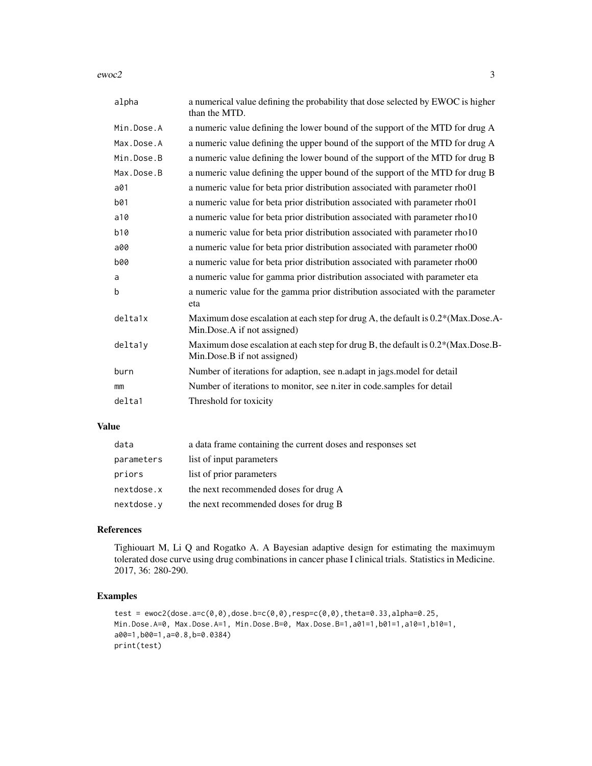| | |
|---|---|
| alpha | a numerical value defining the probability that dose selected by EWOC is higher than the MTD. |
| Min.Dose.A | a numeric value defining the lower bound of the support of the MTD for drug A |
| Max.Dose.A | a numeric value defining the upper bound of the support of the MTD for drug A |
| Min.Dose.B | a numeric value defining the lower bound of the support of the MTD for drug B |
| Max.Dose.B | a numeric value defining the upper bound of the support of the MTD for drug B |
| a01 | a numeric value for beta prior distribution associated with parameter rho01 |
| b01 | a numeric value for beta prior distribution associated with parameter rho01 |
| a10 | a numeric value for beta prior distribution associated with parameter rho10 |
| b10 | a numeric value for beta prior distribution associated with parameter rho10 |
| a00 | a numeric value for beta prior distribution associated with parameter rho00 |
| b00 | a numeric value for beta prior distribution associated with parameter rho00 |
| a | a numeric value for gamma prior distribution associated with parameter eta |
| b | a numeric value for the gamma prior distribution associated with the parameter eta |
| delta1x | Maximum dose escalation at each step for drug A, the default is 0.2*(Max.Dose.A-Min.Dose.A if not assigned) |
| delta1y | Maximum dose escalation at each step for drug B, the default is 0.2*(Max.Dose.B-Min.Dose.B if not assigned) |
| burn | Number of iterations for adaption, see n.adapt in jags.model for detail |
| mm | Number of iterations to monitor, see n.iter in code.samples for detail |
| delta1 | Threshold for toxicity |

## Value

| | |
|---|---|
| data | a data frame containing the current doses and responses set |
| parameters | list of input parameters |
| priors | list of prior parameters |
| nextdose.x | the next recommended doses for drug A |
| nextdose.y | the next recommended doses for drug B |

## References

Tighiouart M, Li Q and Rogatko A. A Bayesian adaptive design for estimating the maximuym tolerated dose curve using drug combinations in cancer phase I clinical trials. Statistics in Medicine. 2017, 36: 280-290.

## Examples

```
test = ewoc2(dose.a=c(0,0),dose.b=c(0,0),resp=c(0,0),theta=0.33,alpha=0.25,
Min.Dose.A=0, Max.Dose.A=1, Min.Dose.B=0, Max.Dose.B=1,a01=1,b01=1,a10=1,b10=1,
a00=1,b00=1,a=0.8,b=0.0384)
print(test)
```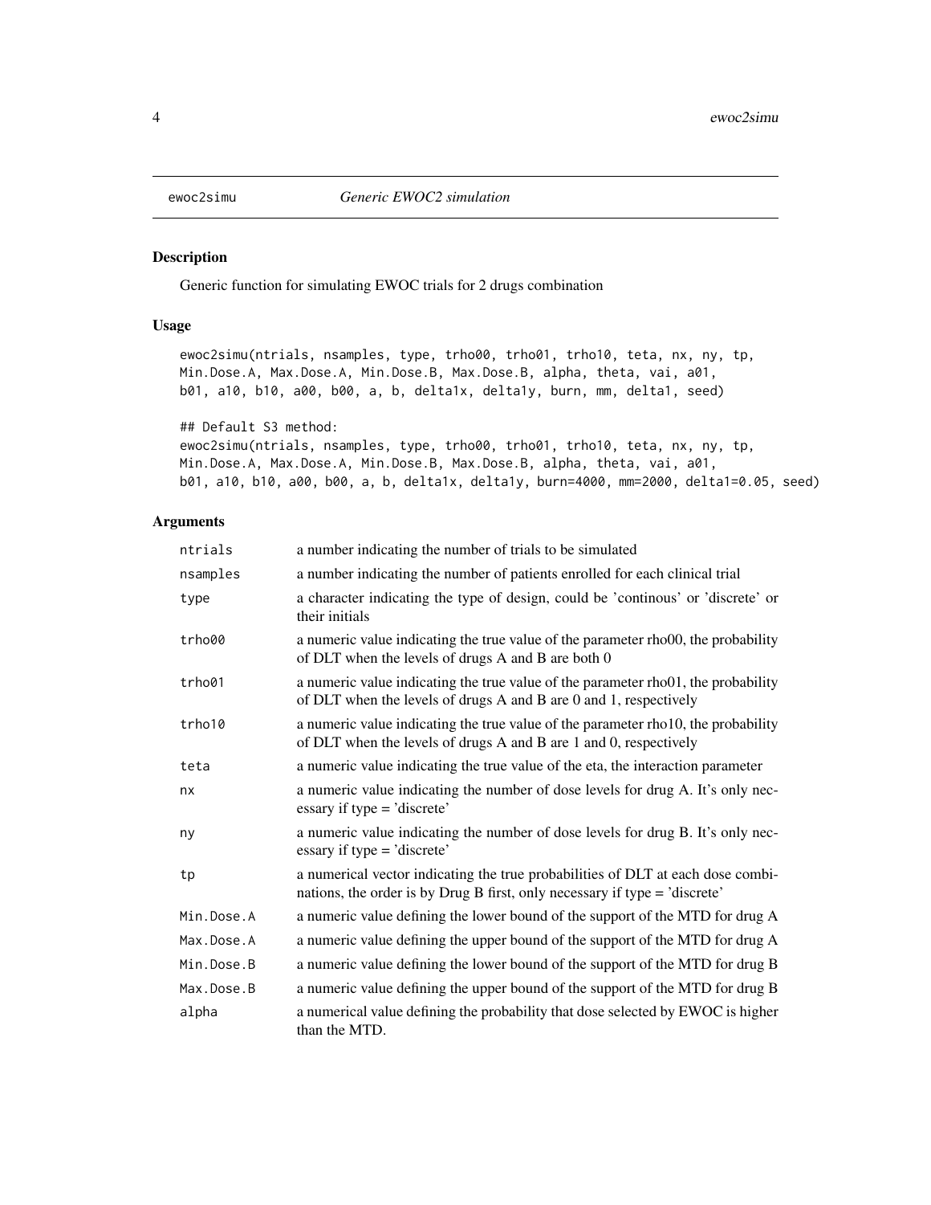ewoc2simu *Generic EWOC2 simulation*

## Description

Generic function for simulating EWOC trials for 2 drugs combination

## Usage

```
ewoc2simu(ntrials, nsamples, type, trho00, trho01, trho10, teta, nx, ny, tp,
Min.Dose.A, Max.Dose.A, Min.Dose.B, Max.Dose.B, alpha, theta, vai, a01,
b01, a10, b10, a00, b00, a, b, delta1x, delta1y, burn, mm, delta1, seed)

## Default S3 method:
ewoc2simu(ntrials, nsamples, type, trho00, trho01, trho10, teta, nx, ny, tp,
Min.Dose.A, Max.Dose.A, Min.Dose.B, Max.Dose.B, alpha, theta, vai, a01,
b01, a10, b10, a00, b00, a, b, delta1x, delta1y, burn=4000, mm=2000, delta1=0.05, seed)
```

## Arguments

| | |
|---|---|
| ntrials | a number indicating the number of trials to be simulated |
| nsamples | a number indicating the number of patients enrolled for each clinical trial |
| type | a character indicating the type of design, could be 'continous' or 'discrete' or their initials |
| trho00 | a numeric value indicating the true value of the parameter rho00, the probability of DLT when the levels of drugs A and B are both 0 |
| trho01 | a numeric value indicating the true value of the parameter rho01, the probability of DLT when the levels of drugs A and B are 0 and 1, respectively |
| trho10 | a numeric value indicating the true value of the parameter rho10, the probability of DLT when the levels of drugs A and B are 1 and 0, respectively |
| teta | a numeric value indicating the true value of the eta, the interaction parameter |
| nx | a numeric value indicating the number of dose levels for drug A. It's only necessary if type = 'discrete' |
| ny | a numeric value indicating the number of dose levels for drug B. It's only necessary if type = 'discrete' |
| tp | a numerical vector indicating the true probabilities of DLT at each dose combinations, the order is by Drug B first, only necessary if type = 'discrete' |
| Min.Dose.A | a numeric value defining the lower bound of the support of the MTD for drug A |
| Max.Dose.A | a numeric value defining the upper bound of the support of the MTD for drug A |
| Min.Dose.B | a numeric value defining the lower bound of the support of the MTD for drug B |
| Max.Dose.B | a numeric value defining the upper bound of the support of the MTD for drug B |
| alpha | a numerical value defining the probability that dose selected by EWOC is higher than the MTD. |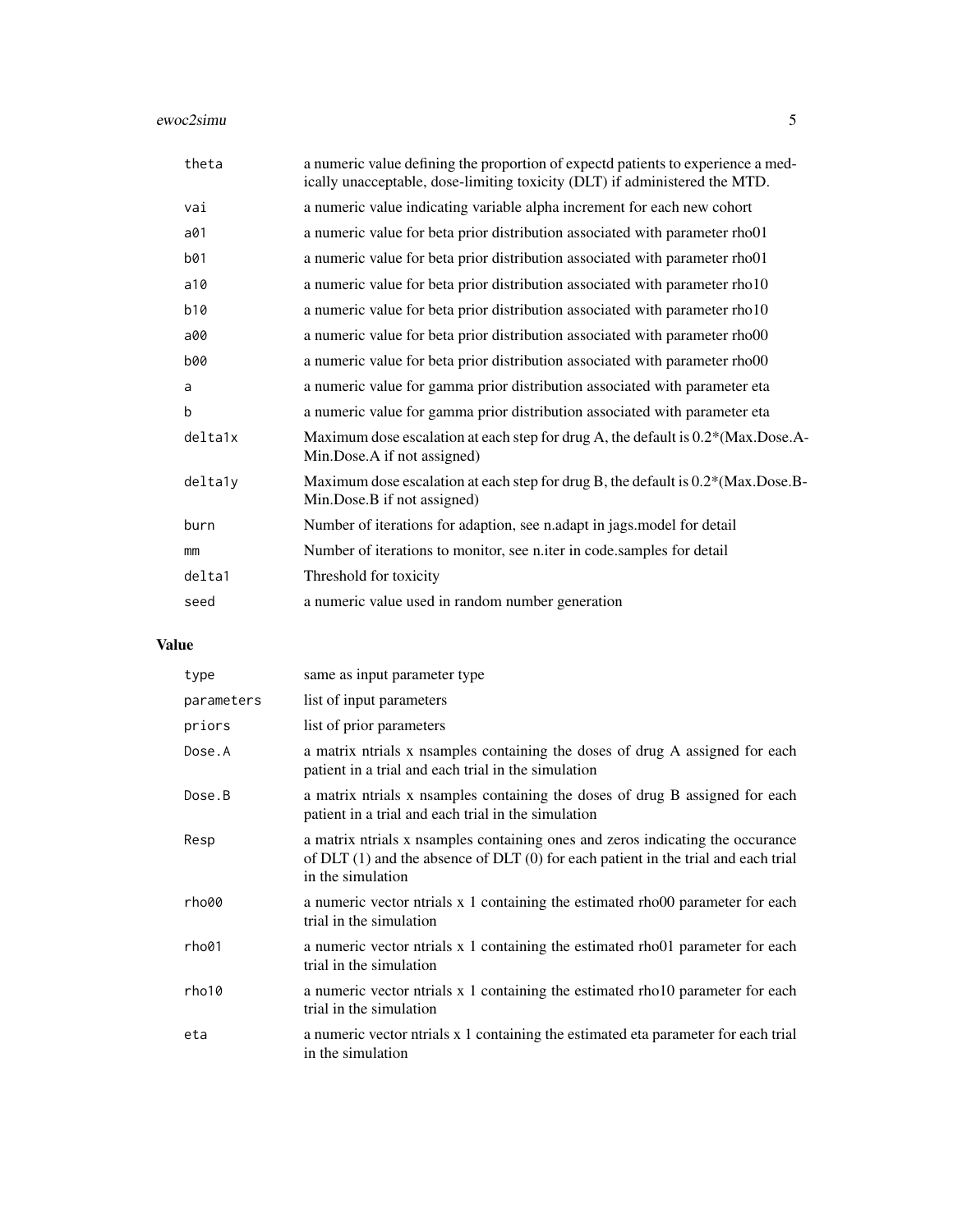| | |
|---|---|
| theta | a numeric value defining the proportion of expectd patients to experience a medically unacceptable, dose-limiting toxicity (DLT) if administered the MTD. |
| vai | a numeric value indicating variable alpha increment for each new cohort |
| a01 | a numeric value for beta prior distribution associated with parameter rho01 |
| b01 | a numeric value for beta prior distribution associated with parameter rho01 |
| a10 | a numeric value for beta prior distribution associated with parameter rho10 |
| b10 | a numeric value for beta prior distribution associated with parameter rho10 |
| a00 | a numeric value for beta prior distribution associated with parameter rho00 |
| b00 | a numeric value for beta prior distribution associated with parameter rho00 |
| a | a numeric value for gamma prior distribution associated with parameter eta |
| b | a numeric value for gamma prior distribution associated with parameter eta |
| delta1x | Maximum dose escalation at each step for drug A, the default is 0.2*(Max.Dose.A-Min.Dose.A if not assigned) |
| delta1y | Maximum dose escalation at each step for drug B, the default is 0.2*(Max.Dose.B-Min.Dose.B if not assigned) |
| burn | Number of iterations for adaption, see n.adapt in jags.model for detail |
| mm | Number of iterations to monitor, see n.iter in code.samples for detail |
| delta1 | Threshold for toxicity |
| seed | a numeric value used in random number generation |

## Value

| | |
|---|---|
| type | same as input parameter type |
| parameters | list of input parameters |
| priors | list of prior parameters |
| Dose.A | a matrix ntrials x nsamples containing the doses of drug A assigned for each patient in a trial and each trial in the simulation |
| Dose.B | a matrix ntrials x nsamples containing the doses of drug B assigned for each patient in a trial and each trial in the simulation |
| Resp | a matrix ntrials x nsamples containing ones and zeros indicating the occurance of DLT (1) and the absence of DLT (0) for each patient in the trial and each trial in the simulation |
| rho00 | a numeric vector ntrials x 1 containing the estimated rho00 parameter for each trial in the simulation |
| rho01 | a numeric vector ntrials x 1 containing the estimated rho01 parameter for each trial in the simulation |
| rho10 | a numeric vector ntrials x 1 containing the estimated rho10 parameter for each trial in the simulation |
| eta | a numeric vector ntrials x 1 containing the estimated eta parameter for each trial in the simulation |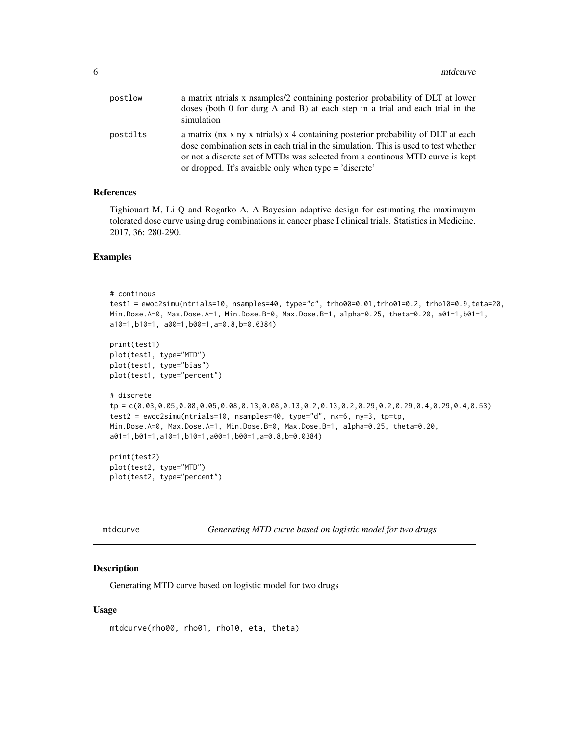| | |
|---|---|
| postlow | a matrix ntrials x nsamples/2 containing posterior probability of DLT at lower doses (both 0 for durg A and B) at each step in a trial and each trial in the simulation |
| postdlts | a matrix (nx x ny x ntrials) x 4 containing posterior probability of DLT at each dose combination sets in each trial in the simulation. This is used to test whether or not a discrete set of MTDs was selected from a continous MTD curve is kept or dropped. It's avaiable only when type = 'discrete' |

### References

Tighiouart M, Li Q and Rogatko A. A Bayesian adaptive design for estimating the maximuym tolerated dose curve using drug combinations in cancer phase I clinical trials. Statistics in Medicine. 2017, 36: 280-290.

### Examples

```
# continous
test1 = ewoc2simu(ntrials=10, nsamples=40, type="c", trho00=0.01,trho01=0.2, trho10=0.9,teta=20,
Min.Dose.A=0, Max.Dose.A=1, Min.Dose.B=0, Max.Dose.B=1, alpha=0.25, theta=0.20, a01=1,b01=1,
a10=1,b10=1, a00=1,b00=1,a=0.8,b=0.0384)

print(test1)
plot(test1, type="MTD")
plot(test1, type="bias")
plot(test1, type="percent")

# discrete
tp = c(0.03,0.05,0.08,0.05,0.08,0.13,0.08,0.13,0.2,0.13,0.2,0.29,0.2,0.29,0.4,0.29,0.4,0.53)
test2 = ewoc2simu(ntrials=10, nsamples=40, type="d", nx=6, ny=3, tp=tp,
Min.Dose.A=0, Max.Dose.A=1, Min.Dose.B=0, Max.Dose.B=1, alpha=0.25, theta=0.20,
a01=1,b01=1,a10=1,b10=1,a00=1,b00=1,a=0.8,b=0.0384)

print(test2)
plot(test2, type="MTD")
plot(test2, type="percent")
```

---

## mtdcurve — *Generating MTD curve based on logistic model for two drugs*

### Description

Generating MTD curve based on logistic model for two drugs

### Usage

```
mtdcurve(rho00, rho01, rho10, eta, theta)
```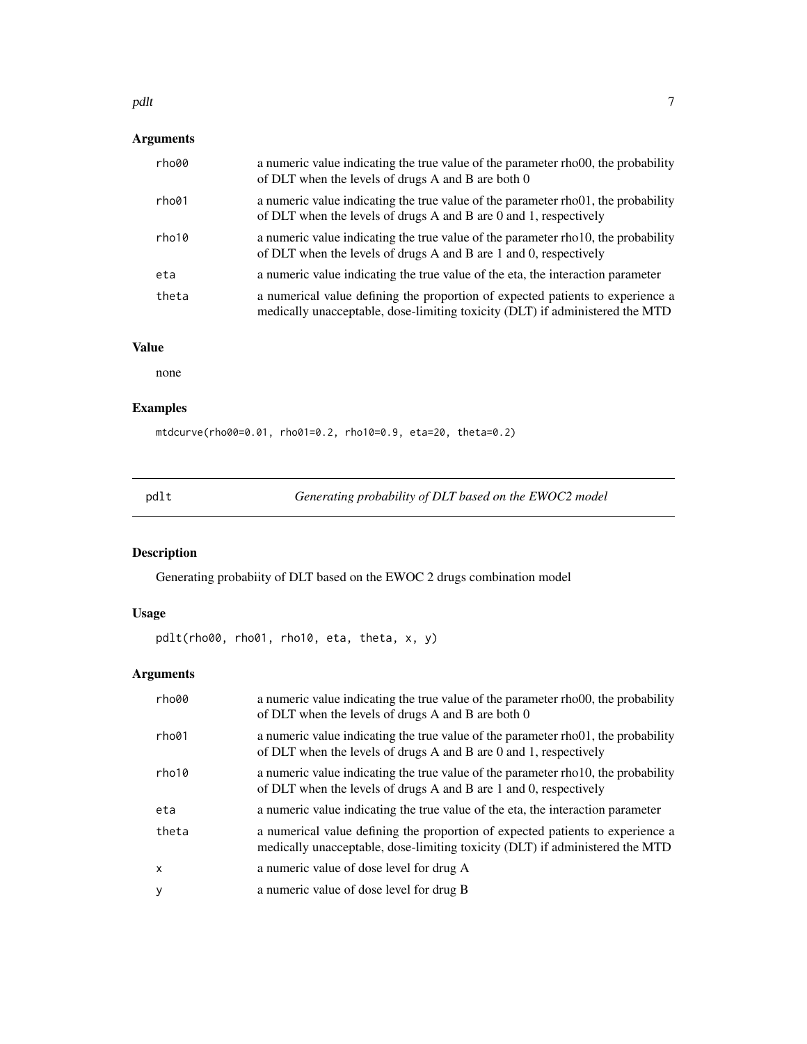### Arguments

| | |
|---|---|
| rho00 | a numeric value indicating the true value of the parameter rho00, the probability of DLT when the levels of drugs A and B are both 0 |
| rho01 | a numeric value indicating the true value of the parameter rho01, the probability of DLT when the levels of drugs A and B are 0 and 1, respectively |
| rho10 | a numeric value indicating the true value of the parameter rho10, the probability of DLT when the levels of drugs A and B are 1 and 0, respectively |
| eta | a numeric value indicating the true value of the eta, the interaction parameter |
| theta | a numerical value defining the proportion of expected patients to experience a medically unacceptable, dose-limiting toxicity (DLT) if administered the MTD |

### Value

none

### Examples

```
mtdcurve(rho00=0.01, rho01=0.2, rho10=0.9, eta=20, theta=0.2)
```

---

## pdlt — *Generating probability of DLT based on the EWOC2 model*

### Description

Generating probabiity of DLT based on the EWOC 2 drugs combination model

### Usage

```
pdlt(rho00, rho01, rho10, eta, theta, x, y)
```

### Arguments

| | |
|---|---|
| rho00 | a numeric value indicating the true value of the parameter rho00, the probability of DLT when the levels of drugs A and B are both 0 |
| rho01 | a numeric value indicating the true value of the parameter rho01, the probability of DLT when the levels of drugs A and B are 0 and 1, respectively |
| rho10 | a numeric value indicating the true value of the parameter rho10, the probability of DLT when the levels of drugs A and B are 1 and 0, respectively |
| eta | a numeric value indicating the true value of the eta, the interaction parameter |
| theta | a numerical value defining the proportion of expected patients to experience a medically unacceptable, dose-limiting toxicity (DLT) if administered the MTD |
| x | a numeric value of dose level for drug A |
| y | a numeric value of dose level for drug B |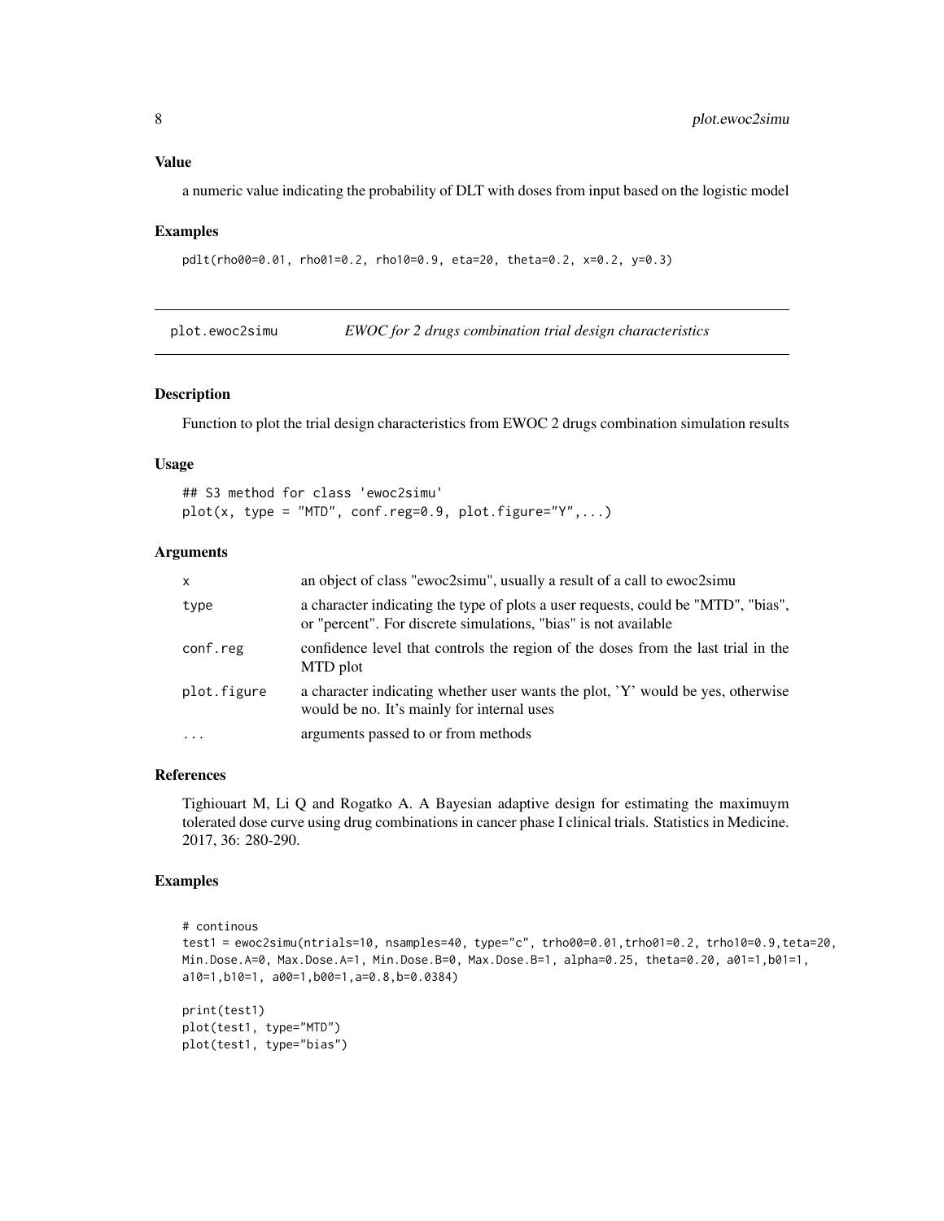### Value

a numeric value indicating the probability of DLT with doses from input based on the logistic model

### Examples

```
pdlt(rho00=0.01, rho01=0.2, rho10=0.9, eta=20, theta=0.2, x=0.2, y=0.3)
```

---

## plot.ewoc2simu *EWOC for 2 drugs combination trial design characteristics*

---

### Description

Function to plot the trial design characteristics from EWOC 2 drugs combination simulation results

### Usage

```
## S3 method for class 'ewoc2simu'
plot(x, type = "MTD", conf.reg=0.9, plot.figure="Y",...)
```

### Arguments

| | |
|---|---|
| x | an object of class "ewoc2simu", usually a result of a call to ewoc2simu |
| type | a character indicating the type of plots a user requests, could be "MTD", "bias", or "percent". For discrete simulations, "bias" is not available |
| conf.reg | confidence level that controls the region of the doses from the last trial in the MTD plot |
| plot.figure | a character indicating whether user wants the plot, 'Y' would be yes, otherwise would be no. It's mainly for internal uses |
| ... | arguments passed to or from methods |

### References

Tighiouart M, Li Q and Rogatko A. A Bayesian adaptive design for estimating the maximuym tolerated dose curve using drug combinations in cancer phase I clinical trials. Statistics in Medicine. 2017, 36: 280-290.

### Examples

```
# continous
test1 = ewoc2simu(ntrials=10, nsamples=40, type="c", trho00=0.01,trho01=0.2, trho10=0.9,teta=20,
Min.Dose.A=0, Max.Dose.A=1, Min.Dose.B=0, Max.Dose.B=1, alpha=0.25, theta=0.20, a01=1,b01=1,
a10=1,b10=1, a00=1,b00=1,a=0.8,b=0.0384)

print(test1)
plot(test1, type="MTD")
plot(test1, type="bias")
```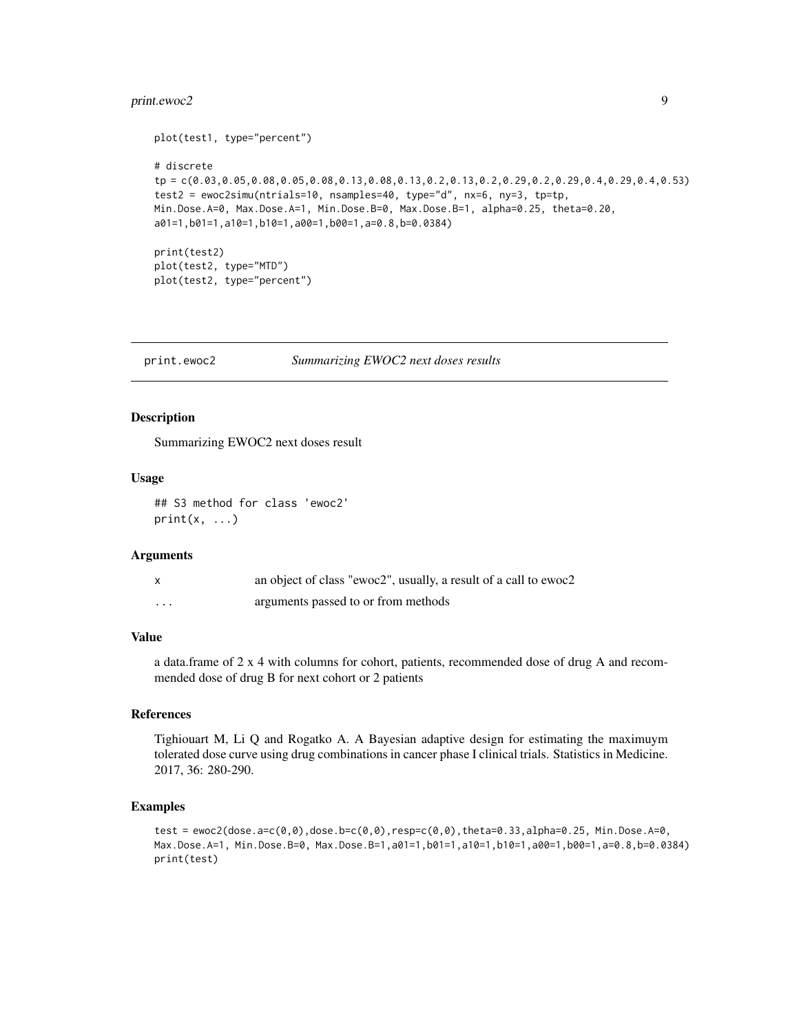```
plot(test1, type="percent")

# discrete
tp = c(0.03,0.05,0.08,0.05,0.08,0.13,0.08,0.13,0.2,0.13,0.2,0.29,0.2,0.29,0.4,0.29,0.4,0.53)
test2 = ewoc2simu(ntrials=10, nsamples=40, type="d", nx=6, ny=3, tp=tp,
Min.Dose.A=0, Max.Dose.A=1, Min.Dose.B=0, Max.Dose.B=1, alpha=0.25, theta=0.20,
a01=1,b01=1,a10=1,b10=1,a00=1,b00=1,a=0.8,b=0.0384)

print(test2)
plot(test2, type="MTD")
plot(test2, type="percent")
```

---

## print.ewoc2 — *Summarizing EWOC2 next doses results*

---

### Description

Summarizing EWOC2 next doses result

### Usage

```
## S3 method for class 'ewoc2'
print(x, ...)
```

### Arguments

| | |
|---|---|
| x | an object of class "ewoc2", usually, a result of a call to ewoc2 |
| ... | arguments passed to or from methods |

### Value

a data.frame of 2 x 4 with columns for cohort, patients, recommended dose of drug A and recommended dose of drug B for next cohort or 2 patients

### References

Tighiouart M, Li Q and Rogatko A. A Bayesian adaptive design for estimating the maximuym tolerated dose curve using drug combinations in cancer phase I clinical trials. Statistics in Medicine. 2017, 36: 280-290.

### Examples

```
test = ewoc2(dose.a=c(0,0),dose.b=c(0,0),resp=c(0,0),theta=0.33,alpha=0.25, Min.Dose.A=0,
Max.Dose.A=1, Min.Dose.B=0, Max.Dose.B=1,a01=1,b01=1,a10=1,b10=1,a00=1,b00=1,a=0.8,b=0.0384)
print(test)
```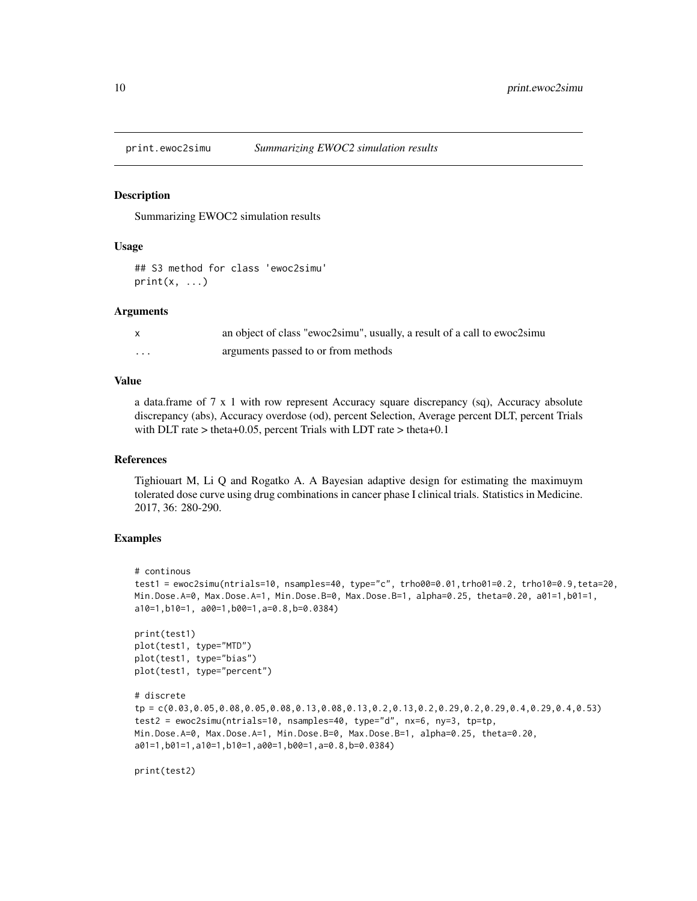# print.ewoc2simu — *Summarizing EWOC2 simulation results*

## Description

Summarizing EWOC2 simulation results

## Usage

```
## S3 method for class 'ewoc2simu'
print(x, ...)
```

## Arguments

| | |
|---|---|
| x | an object of class "ewoc2simu", usually, a result of a call to ewoc2simu |
| ... | arguments passed to or from methods |

## Value

a data.frame of 7 x 1 with row represent Accuracy square discrepancy (sq), Accuracy absolute discrepancy (abs), Accuracy overdose (od), percent Selection, Average percent DLT, percent Trials with DLT rate > theta+0.05, percent Trials with LDT rate > theta+0.1

## References

Tighiouart M, Li Q and Rogatko A. A Bayesian adaptive design for estimating the maximuym tolerated dose curve using drug combinations in cancer phase I clinical trials. Statistics in Medicine. 2017, 36: 280-290.

## Examples

```
# continous
test1 = ewoc2simu(ntrials=10, nsamples=40, type="c", trho00=0.01,trho01=0.2, trho10=0.9,teta=20,
Min.Dose.A=0, Max.Dose.A=1, Min.Dose.B=0, Max.Dose.B=1, alpha=0.25, theta=0.20, a01=1,b01=1,
a10=1,b10=1, a00=1,b00=1,a=0.8,b=0.0384)

print(test1)
plot(test1, type="MTD")
plot(test1, type="bias")
plot(test1, type="percent")

# discrete
tp = c(0.03,0.05,0.08,0.05,0.08,0.13,0.08,0.13,0.2,0.13,0.2,0.29,0.2,0.29,0.4,0.29,0.4,0.53)
test2 = ewoc2simu(ntrials=10, nsamples=40, type="d", nx=6, ny=3, tp=tp,
Min.Dose.A=0, Max.Dose.A=1, Min.Dose.B=0, Max.Dose.B=1, alpha=0.25, theta=0.20,
a01=1,b01=1,a10=1,b10=1,a00=1,b00=1,a=0.8,b=0.0384)

print(test2)
```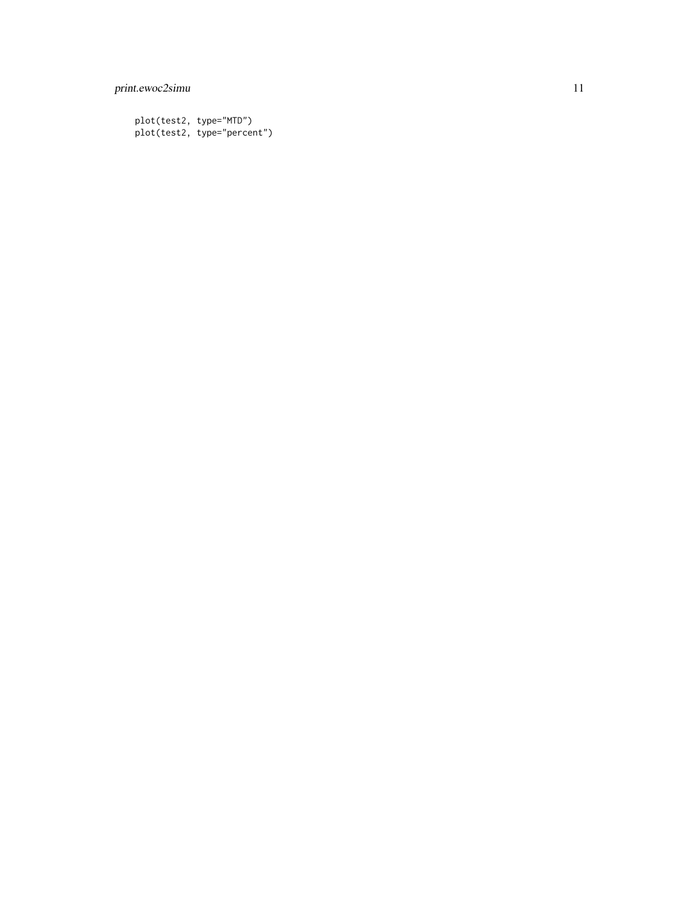```
plot(test2, type="MTD")
plot(test2, type="percent")
```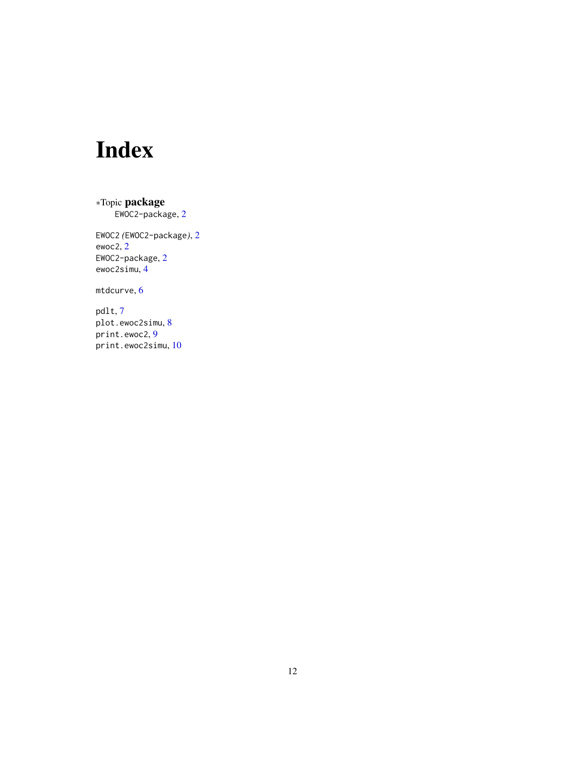# Index

∗Topic **package**

EWOC2-package, 2

EWOC2 (EWOC2-package), 2
ewoc2, 2
EWOC2-package, 2
ewoc2simu, 4

mtdcurve, 6

pdlt, 7
plot.ewoc2simu, 8
print.ewoc2, 9
print.ewoc2simu, 10